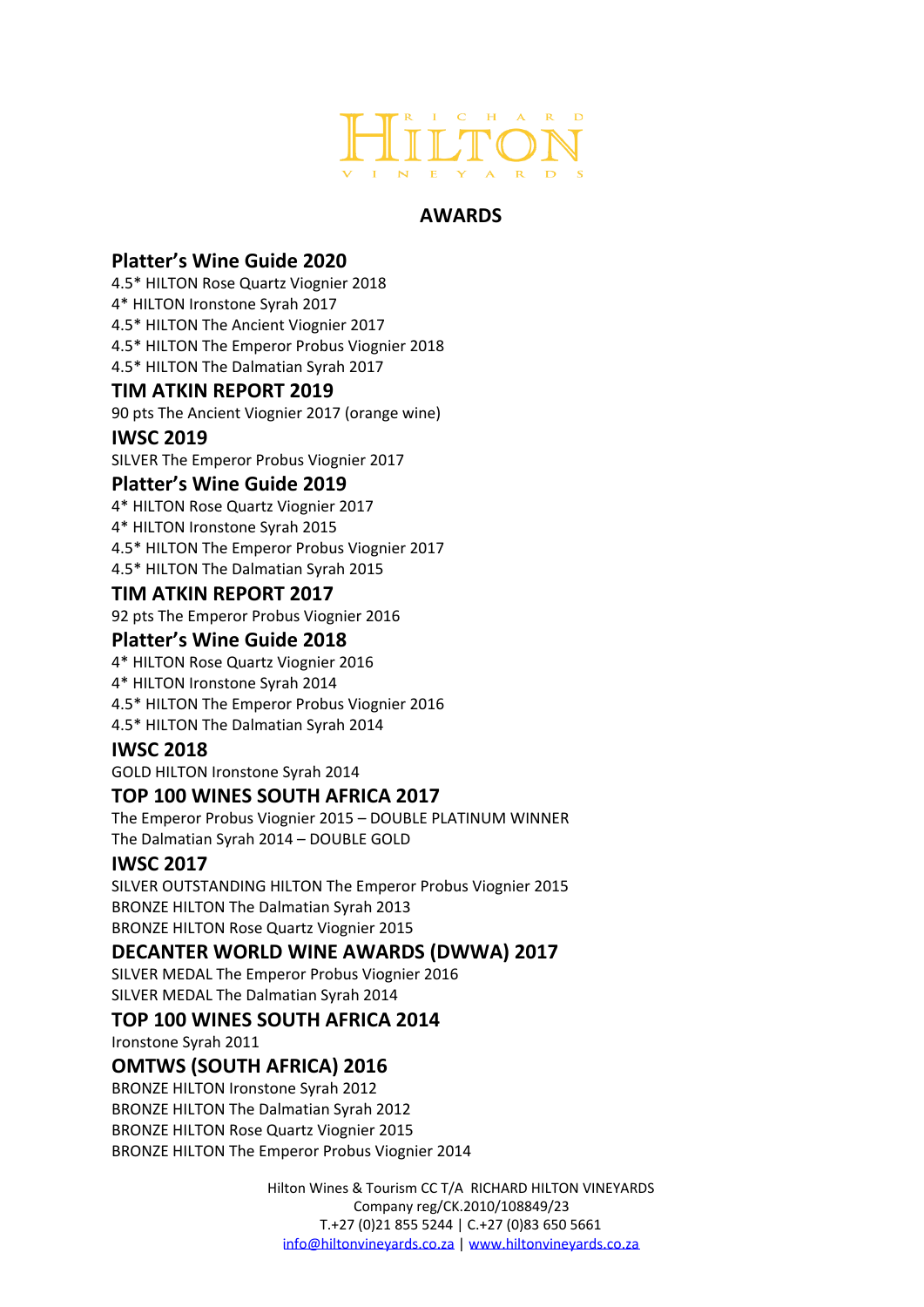RICHARD HILTON VINEYARDS

# AWARDS

## Platter's Wine Guide 2020

4.5* HILTON Rose Quartz Viognier 2018
4* HILTON Ironstone Syrah 2017
4.5* HILTON The Ancient Viognier 2017
4.5* HILTON The Emperor Probus Viognier 2018
4.5* HILTON The Dalmatian Syrah 2017

## TIM ATKIN REPORT 2019

90 pts The Ancient Viognier 2017 (orange wine)

## IWSC 2019

SILVER The Emperor Probus Viognier 2017

## Platter's Wine Guide 2019

4* HILTON Rose Quartz Viognier 2017
4* HILTON Ironstone Syrah 2015
4.5* HILTON The Emperor Probus Viognier 2017
4.5* HILTON The Dalmatian Syrah 2015

## TIM ATKIN REPORT 2017

92 pts The Emperor Probus Viognier 2016

## Platter's Wine Guide 2018

4* HILTON Rose Quartz Viognier 2016
4* HILTON Ironstone Syrah 2014
4.5* HILTON The Emperor Probus Viognier 2016
4.5* HILTON The Dalmatian Syrah 2014

## IWSC 2018

GOLD HILTON Ironstone Syrah 2014

## TOP 100 WINES SOUTH AFRICA 2017

The Emperor Probus Viognier 2015 – DOUBLE PLATINUM WINNER
The Dalmatian Syrah 2014 – DOUBLE GOLD

## IWSC 2017

SILVER OUTSTANDING HILTON The Emperor Probus Viognier 2015
BRONZE HILTON The Dalmatian Syrah 2013
BRONZE HILTON Rose Quartz Viognier 2015

## DECANTER WORLD WINE AWARDS (DWWA) 2017

SILVER MEDAL The Emperor Probus Viognier 2016
SILVER MEDAL The Dalmatian Syrah 2014

## TOP 100 WINES SOUTH AFRICA 2014

Ironstone Syrah 2011

## OMTWS (SOUTH AFRICA) 2016

BRONZE HILTON Ironstone Syrah 2012
BRONZE HILTON The Dalmatian Syrah 2012
BRONZE HILTON Rose Quartz Viognier 2015
BRONZE HILTON The Emperor Probus Viognier 2014

Hilton Wines & Tourism CC T/A RICHARD HILTON VINEYARDS
Company reg/CK.2010/108849/23
T.+27 (0)21 855 5244 | C.+27 (0)83 650 5661
info@hiltonvineyards.co.za | www.hiltonvineyards.co.za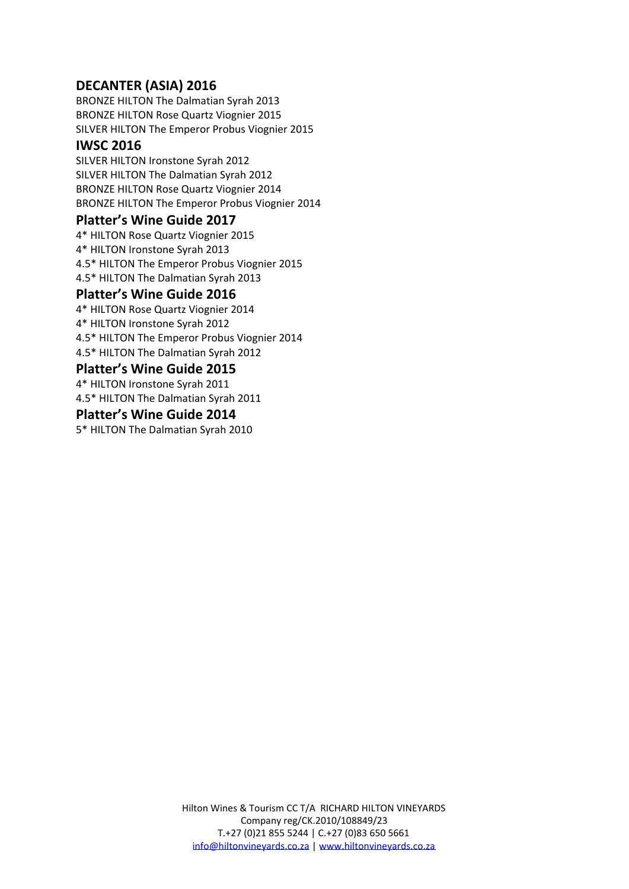## DECANTER (ASIA) 2016

BRONZE HILTON The Dalmatian Syrah 2013
BRONZE HILTON Rose Quartz Viognier 2015
SILVER HILTON The Emperor Probus Viognier 2015

## IWSC 2016

SILVER HILTON Ironstone Syrah 2012
SILVER HILTON The Dalmatian Syrah 2012
BRONZE HILTON Rose Quartz Viognier 2014
BRONZE HILTON The Emperor Probus Viognier 2014

## Platter's Wine Guide 2017

4* HILTON Rose Quartz Viognier 2015
4* HILTON Ironstone Syrah 2013
4.5* HILTON The Emperor Probus Viognier 2015
4.5* HILTON The Dalmatian Syrah 2013

## Platter's Wine Guide 2016

4* HILTON Rose Quartz Viognier 2014
4* HILTON Ironstone Syrah 2012
4.5* HILTON The Emperor Probus Viognier 2014
4.5* HILTON The Dalmatian Syrah 2012

## Platter's Wine Guide 2015

4* HILTON Ironstone Syrah 2011
4.5* HILTON The Dalmatian Syrah 2011

## Platter's Wine Guide 2014

5* HILTON The Dalmatian Syrah 2010